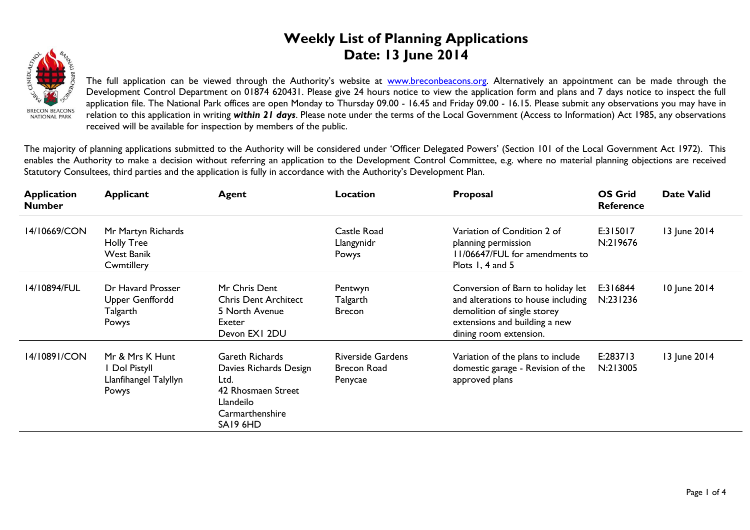# Weekly List of Planning Applications
## Date: 13 June 2014

The full application can be viewed through the Authority's website at www.breconbeacons.org. Alternatively an appointment can be made through the Development Control Department on 01874 620431. Please give 24 hours notice to view the application form and plans and 7 days notice to inspect the full application file. The National Park offices are open Monday to Thursday 09.00 - 16.45 and Friday 09.00 - 16.15. Please submit any observations you may have in relation to this application in writing ***within 21 days***. Please note under the terms of the Local Government (Access to Information) Act 1985, any observations received will be available for inspection by members of the public.

The majority of planning applications submitted to the Authority will be considered under 'Officer Delegated Powers' (Section 101 of the Local Government Act 1972). This enables the Authority to make a decision without referring an application to the Development Control Committee, e.g. where no material planning objections are received Statutory Consultees, third parties and the application is fully in accordance with the Authority's Development Plan.

| Application Number | Applicant | Agent | Location | Proposal | OS Grid Reference | Date Valid |
|---|---|---|---|---|---|---|
| 14/10669/CON | Mr Martyn Richards<br>Holly Tree<br>West Banik<br>Cwmtillery | | Castle Road<br>Llangynidr<br>Powys | Variation of Condition 2 of planning permission 11/06647/FUL for amendments to Plots 1, 4 and 5 | E:315017<br>N:219676 | 13 June 2014 |
| 14/10894/FUL | Dr Havard Prosser<br>Upper Genffordd<br>Talgarth<br>Powys | Mr Chris Dent<br>Chris Dent Architect<br>5 North Avenue<br>Exeter<br>Devon EX1 2DU | Pentwyn<br>Talgarth<br>Brecon | Conversion of Barn to holiday let and alterations to house including demolition of single storey extensions and building a new dining room extension. | E:316844<br>N:231236 | 10 June 2014 |
| 14/10891/CON | Mr & Mrs K Hunt<br>1 Dol Pistyll<br>Llanfihangel Talyllyn<br>Powys | Gareth Richards<br>Davies Richards Design Ltd.<br>42 Rhosmaen Street<br>Llandeilo<br>Carmarthenshire<br>SA19 6HD | Riverside Gardens<br>Brecon Road<br>Penycae | Variation of the plans to include domestic garage - Revision of the approved plans | E:283713<br>N:213005 | 13 June 2014 |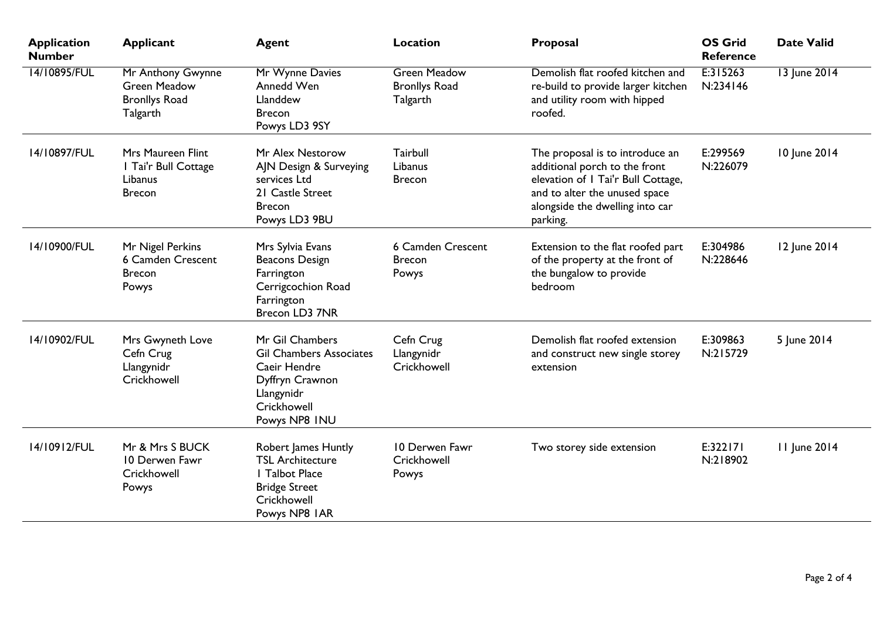| Application Number | Applicant | Agent | Location | Proposal | OS Grid Reference | Date Valid |
|---|---|---|---|---|---|---|
| 14/10895/FUL | Mr Anthony Gwynne<br>Green Meadow<br>Bronllys Road<br>Talgarth | Mr Wynne Davies<br>Annedd Wen<br>Llanddew<br>Brecon<br>Powys LD3 9SY | Green Meadow<br>Bronllys Road<br>Talgarth | Demolish flat roofed kitchen and re-build to provide larger kitchen and utility room with hipped roofed. | E:315263<br>N:234146 | 13 June 2014 |
| 14/10897/FUL | Mrs Maureen Flint<br>1 Tai'r Bull Cottage<br>Libanus<br>Brecon | Mr Alex Nestorow<br>AJN Design & Surveying services Ltd<br>21 Castle Street<br>Brecon<br>Powys LD3 9BU | Tairbull<br>Libanus<br>Brecon | The proposal is to introduce an additional porch to the front elevation of 1 Tai'r Bull Cottage, and to alter the unused space alongside the dwelling into car parking. | E:299569<br>N:226079 | 10 June 2014 |
| 14/10900/FUL | Mr Nigel Perkins<br>6 Camden Crescent<br>Brecon<br>Powys | Mrs Sylvia Evans<br>Beacons Design<br>Farrington<br>Cerrigcochion Road<br>Farrington<br>Brecon LD3 7NR | 6 Camden Crescent<br>Brecon<br>Powys | Extension to the flat roofed part of the property at the front of the bungalow to provide bedroom | E:304986<br>N:228646 | 12 June 2014 |
| 14/10902/FUL | Mrs Gwyneth Love<br>Cefn Crug<br>Llangynidr<br>Crickhowell | Mr Gil Chambers<br>Gil Chambers Associates<br>Caeir Hendre<br>Dyffryn Crawnon<br>Llangynidr<br>Crickhowell<br>Powys NP8 1NU | Cefn Crug<br>Llangynidr<br>Crickhowell | Demolish flat roofed extension and construct new single storey extension | E:309863<br>N:215729 | 5 June 2014 |
| 14/10912/FUL | Mr & Mrs S BUCK<br>10 Derwen Fawr<br>Crickhowell<br>Powys | Robert James Huntly<br>TSL Architecture<br>1 Talbot Place<br>Bridge Street<br>Crickhowell<br>Powys NP8 1AR | 10 Derwen Fawr<br>Crickhowell<br>Powys | Two storey side extension | E:322171<br>N:218902 | 11 June 2014 |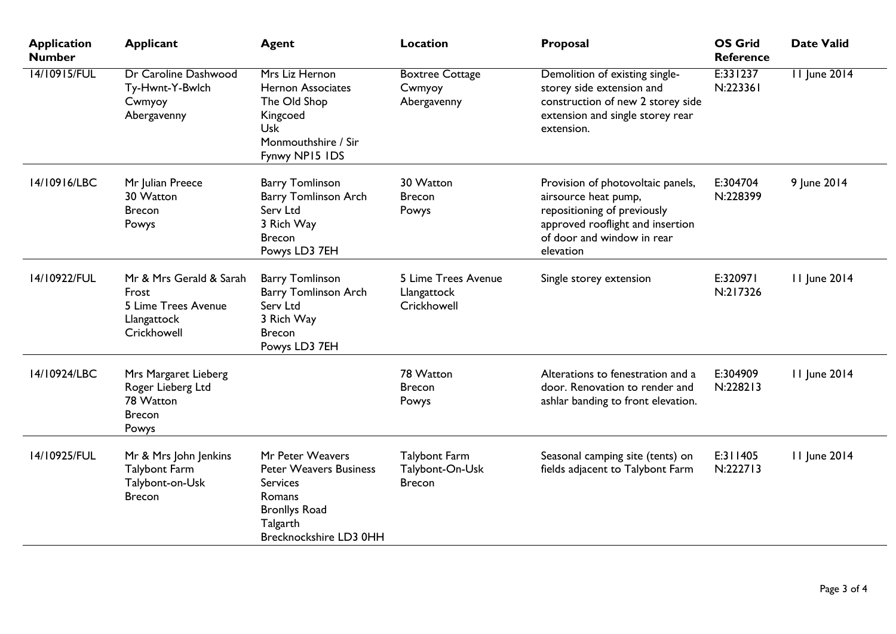| Application Number | Applicant | Agent | Location | Proposal | OS Grid Reference | Date Valid |
|---|---|---|---|---|---|---|
| 14/10915/FUL | Dr Caroline Dashwood<br>Ty-Hwnt-Y-Bwlch<br>Cwmyoy<br>Abergavenny | Mrs Liz Hernon<br>Hernon Associates<br>The Old Shop<br>Kingcoed<br>Usk<br>Monmouthshire / Sir Fynwy NP15 1DS | Boxtree Cottage<br>Cwmyoy<br>Abergavenny | Demolition of existing single-storey side extension and construction of new 2 storey side extension and single storey rear extension. | E:331237<br>N:223361 | 11 June 2014 |
| 14/10916/LBC | Mr Julian Preece<br>30 Watton<br>Brecon<br>Powys | Barry Tomlinson<br>Barry Tomlinson Arch Serv Ltd<br>3 Rich Way<br>Brecon<br>Powys LD3 7EH | 30 Watton<br>Brecon<br>Powys | Provision of photovoltaic panels, airsource heat pump, repositioning of previously approved rooflight and insertion of door and window in rear elevation | E:304704<br>N:228399 | 9 June 2014 |
| 14/10922/FUL | Mr & Mrs Gerald & Sarah Frost<br>5 Lime Trees Avenue<br>Llangattock<br>Crickhowell | Barry Tomlinson<br>Barry Tomlinson Arch Serv Ltd<br>3 Rich Way<br>Brecon<br>Powys LD3 7EH | 5 Lime Trees Avenue<br>Llangattock<br>Crickhowell | Single storey extension | E:320971<br>N:217326 | 11 June 2014 |
| 14/10924/LBC | Mrs Margaret Lieberg<br>Roger Lieberg Ltd<br>78 Watton<br>Brecon<br>Powys | | 78 Watton<br>Brecon<br>Powys | Alterations to fenestration and a door. Renovation to render and ashlar banding to front elevation. | E:304909<br>N:228213 | 11 June 2014 |
| 14/10925/FUL | Mr & Mrs John Jenkins<br>Talybont Farm<br>Talybont-on-Usk<br>Brecon | Mr Peter Weavers<br>Peter Weavers Business Services<br>Romans<br>Bronllys Road<br>Talgarth<br>Brecknockshire LD3 0HH | Talybont Farm<br>Talybont-On-Usk<br>Brecon | Seasonal camping site (tents) on fields adjacent to Talybont Farm | E:311405<br>N:222713 | 11 June 2014 |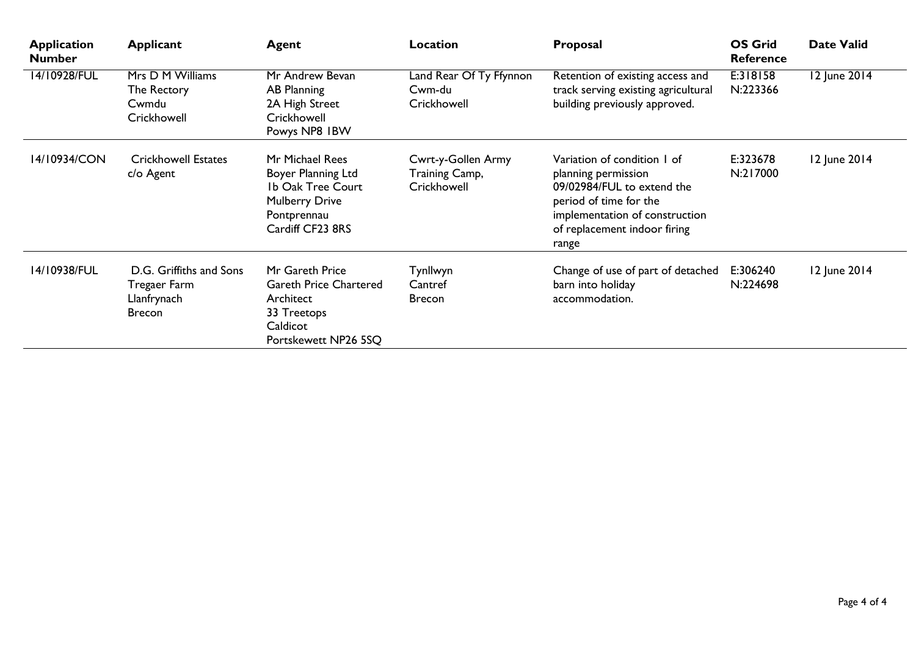| Application Number | Applicant | Agent | Location | Proposal | OS Grid Reference | Date Valid |
|---|---|---|---|---|---|---|
| 14/10928/FUL | Mrs D M Williams The Rectory Cwmdu Crickhowell | Mr Andrew Bevan AB Planning 2A High Street Crickhowell Powys NP8 1BW | Land Rear Of Ty Ffynnon Cwm-du Crickhowell | Retention of existing access and track serving existing agricultural building previously approved. | E:318158 N:223366 | 12 June 2014 |
| 14/10934/CON | Crickhowell Estates c/o Agent | Mr Michael Rees Boyer Planning Ltd 1b Oak Tree Court Mulberry Drive Pontprennau Cardiff CF23 8RS | Cwrt-y-Gollen Army Training Camp, Crickhowell | Variation of condition 1 of planning permission 09/02984/FUL to extend the period of time for the implementation of construction of replacement indoor firing range | E:323678 N:217000 | 12 June 2014 |
| 14/10938/FUL | D.G. Griffiths and Sons Tregaer Farm Llanfrynach Brecon | Mr Gareth Price Gareth Price Chartered Architect 33 Treetops Caldicot Portskewett NP26 5SQ | Tynllwyn Cantref Brecon | Change of use of part of detached barn into holiday accommodation. | E:306240 N:224698 | 12 June 2014 |